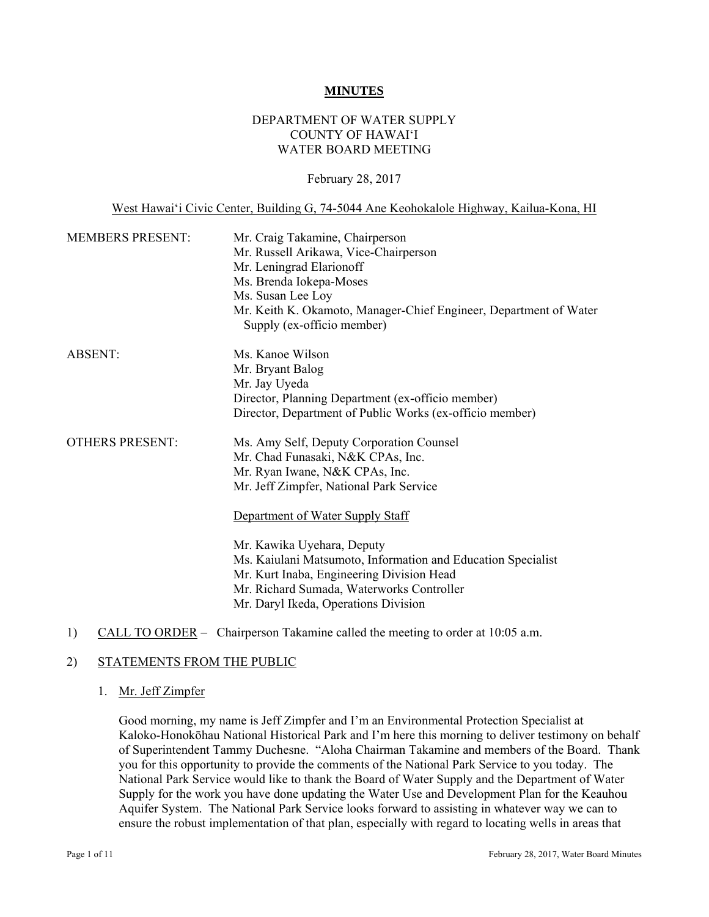**MINUTES**

DEPARTMENT OF WATER SUPPLY
COUNTY OF HAWAI'I
WATER BOARD MEETING

February 28, 2017

West Hawai'i Civic Center, Building G, 74-5044 Ane Keohokalole Highway, Kailua-Kona, HI

MEMBERS PRESENT:
Mr. Craig Takamine, Chairperson
Mr. Russell Arikawa, Vice-Chairperson
Mr. Leningrad Elarionoff
Ms. Brenda Iokepa-Moses
Ms. Susan Lee Loy
Mr. Keith K. Okamoto, Manager-Chief Engineer, Department of Water Supply (ex-officio member)

ABSENT:
Ms. Kanoe Wilson
Mr. Bryant Balog
Mr. Jay Uyeda
Director, Planning Department (ex-officio member)
Director, Department of Public Works (ex-officio member)

OTHERS PRESENT:
Ms. Amy Self, Deputy Corporation Counsel
Mr. Chad Funasaki, N&K CPAs, Inc.
Mr. Ryan Iwane, N&K CPAs, Inc.
Mr. Jeff Zimpfer, National Park Service

Department of Water Supply Staff

Mr. Kawika Uyehara, Deputy
Ms. Kaiulani Matsumoto, Information and Education Specialist
Mr. Kurt Inaba, Engineering Division Head
Mr. Richard Sumada, Waterworks Controller
Mr. Daryl Ikeda, Operations Division

1) CALL TO ORDER – Chairperson Takamine called the meeting to order at 10:05 a.m.

2) STATEMENTS FROM THE PUBLIC

1. Mr. Jeff Zimpfer

Good morning, my name is Jeff Zimpfer and I'm an Environmental Protection Specialist at Kaloko-Honokōhau National Historical Park and I'm here this morning to deliver testimony on behalf of Superintendent Tammy Duchesne. "Aloha Chairman Takamine and members of the Board. Thank you for this opportunity to provide the comments of the National Park Service to you today. The National Park Service would like to thank the Board of Water Supply and the Department of Water Supply for the work you have done updating the Water Use and Development Plan for the Keauhou Aquifer System. The National Park Service looks forward to assisting in whatever way we can to ensure the robust implementation of that plan, especially with regard to locating wells in areas that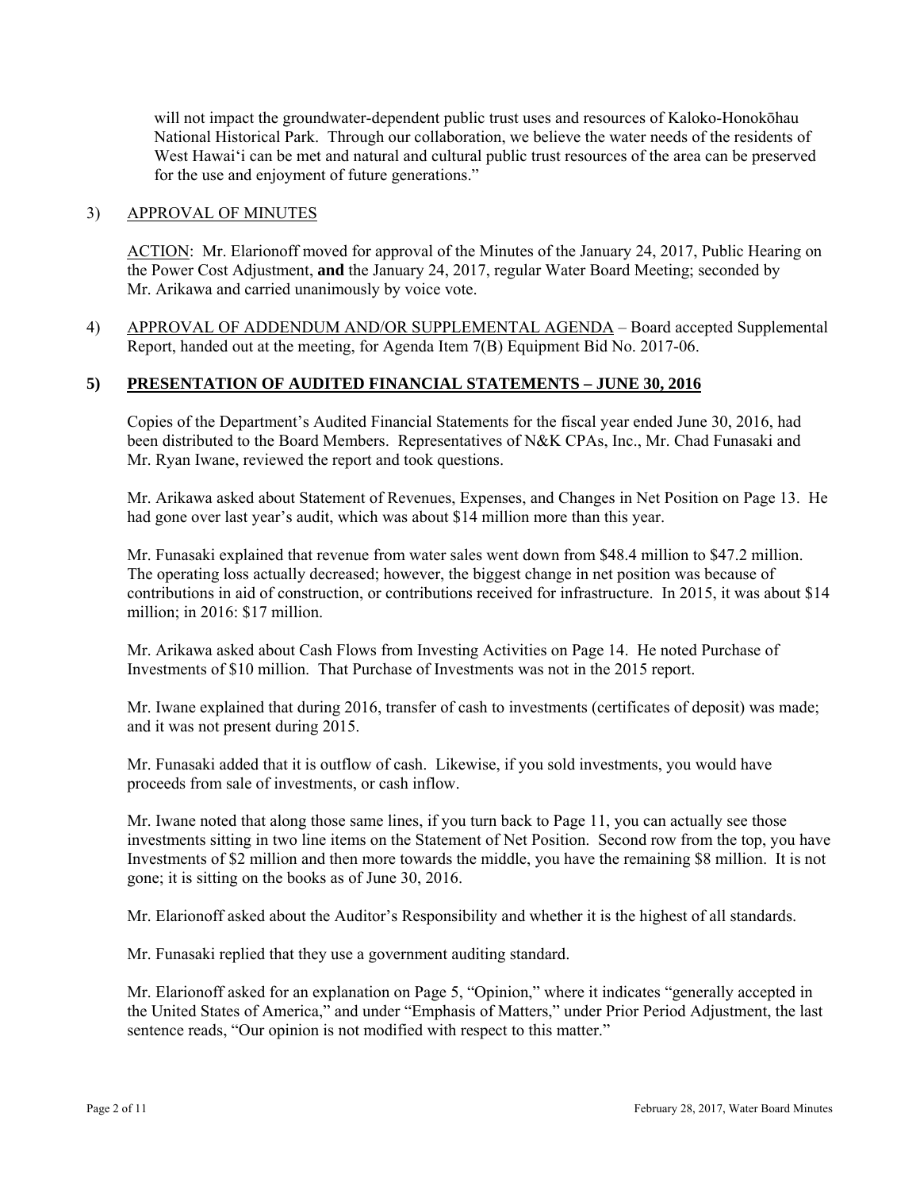will not impact the groundwater-dependent public trust uses and resources of Kaloko-Honokōhau National Historical Park. Through our collaboration, we believe the water needs of the residents of West Hawaiʻi can be met and natural and cultural public trust resources of the area can be preserved for the use and enjoyment of future generations."

3) APPROVAL OF MINUTES

ACTION: Mr. Elarionoff moved for approval of the Minutes of the January 24, 2017, Public Hearing on the Power Cost Adjustment, **and** the January 24, 2017, regular Water Board Meeting; seconded by Mr. Arikawa and carried unanimously by voice vote.

4) APPROVAL OF ADDENDUM AND/OR SUPPLEMENTAL AGENDA – Board accepted Supplemental Report, handed out at the meeting, for Agenda Item 7(B) Equipment Bid No. 2017-06.

**5) PRESENTATION OF AUDITED FINANCIAL STATEMENTS – JUNE 30, 2016**

Copies of the Department's Audited Financial Statements for the fiscal year ended June 30, 2016, had been distributed to the Board Members. Representatives of N&K CPAs, Inc., Mr. Chad Funasaki and Mr. Ryan Iwane, reviewed the report and took questions.

Mr. Arikawa asked about Statement of Revenues, Expenses, and Changes in Net Position on Page 13. He had gone over last year's audit, which was about $14 million more than this year.

Mr. Funasaki explained that revenue from water sales went down from $48.4 million to $47.2 million. The operating loss actually decreased; however, the biggest change in net position was because of contributions in aid of construction, or contributions received for infrastructure. In 2015, it was about $14 million; in 2016: $17 million.

Mr. Arikawa asked about Cash Flows from Investing Activities on Page 14. He noted Purchase of Investments of $10 million. That Purchase of Investments was not in the 2015 report.

Mr. Iwane explained that during 2016, transfer of cash to investments (certificates of deposit) was made; and it was not present during 2015.

Mr. Funasaki added that it is outflow of cash. Likewise, if you sold investments, you would have proceeds from sale of investments, or cash inflow.

Mr. Iwane noted that along those same lines, if you turn back to Page 11, you can actually see those investments sitting in two line items on the Statement of Net Position. Second row from the top, you have Investments of $2 million and then more towards the middle, you have the remaining $8 million. It is not gone; it is sitting on the books as of June 30, 2016.

Mr. Elarionoff asked about the Auditor's Responsibility and whether it is the highest of all standards.

Mr. Funasaki replied that they use a government auditing standard.

Mr. Elarionoff asked for an explanation on Page 5, "Opinion," where it indicates "generally accepted in the United States of America," and under "Emphasis of Matters," under Prior Period Adjustment, the last sentence reads, "Our opinion is not modified with respect to this matter."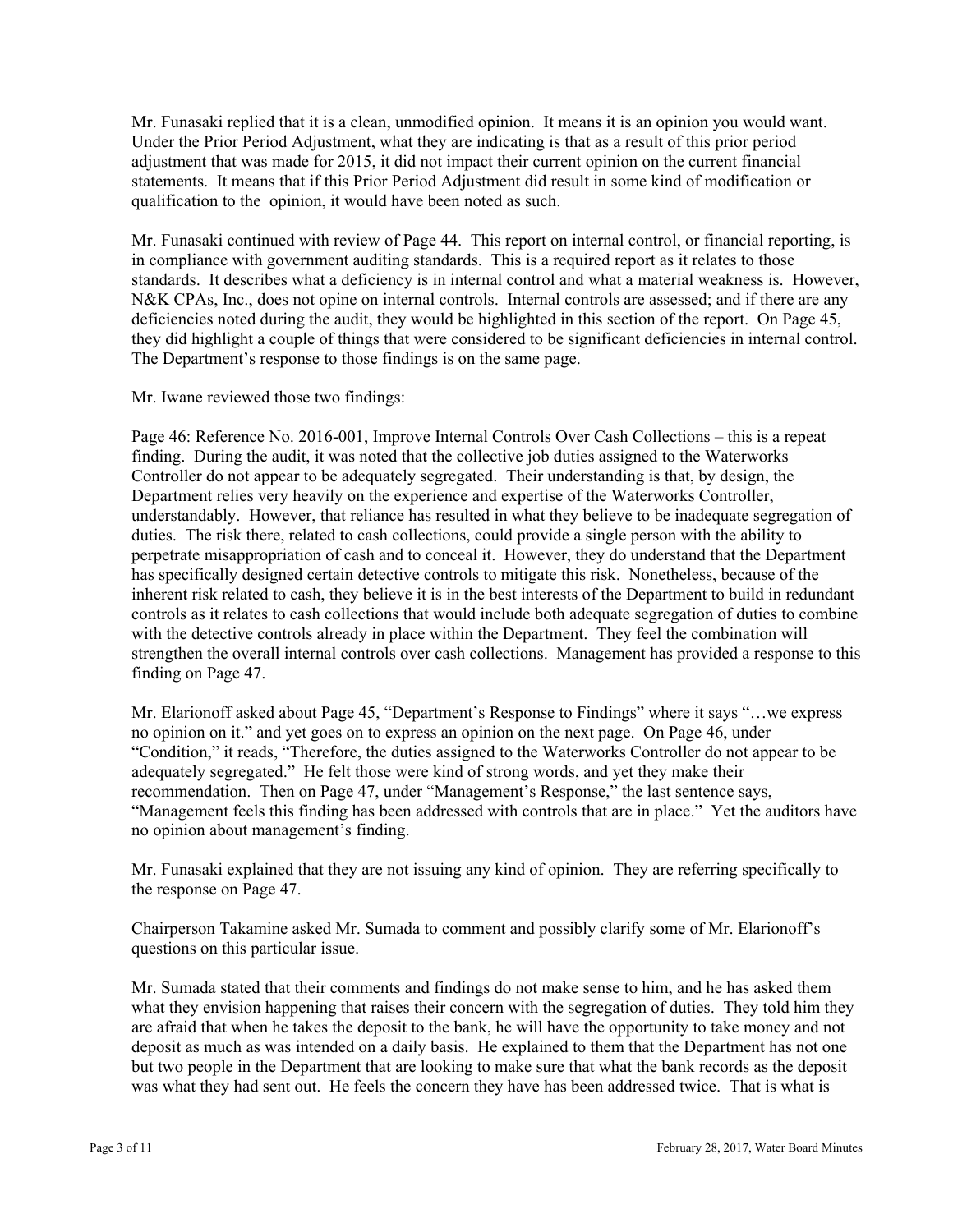Mr. Funasaki replied that it is a clean, unmodified opinion. It means it is an opinion you would want. Under the Prior Period Adjustment, what they are indicating is that as a result of this prior period adjustment that was made for 2015, it did not impact their current opinion on the current financial statements. It means that if this Prior Period Adjustment did result in some kind of modification or qualification to the opinion, it would have been noted as such.

Mr. Funasaki continued with review of Page 44. This report on internal control, or financial reporting, is in compliance with government auditing standards. This is a required report as it relates to those standards. It describes what a deficiency is in internal control and what a material weakness is. However, N&K CPAs, Inc., does not opine on internal controls. Internal controls are assessed; and if there are any deficiencies noted during the audit, they would be highlighted in this section of the report. On Page 45, they did highlight a couple of things that were considered to be significant deficiencies in internal control. The Department's response to those findings is on the same page.

Mr. Iwane reviewed those two findings:

Page 46: Reference No. 2016-001, Improve Internal Controls Over Cash Collections – this is a repeat finding. During the audit, it was noted that the collective job duties assigned to the Waterworks Controller do not appear to be adequately segregated. Their understanding is that, by design, the Department relies very heavily on the experience and expertise of the Waterworks Controller, understandably. However, that reliance has resulted in what they believe to be inadequate segregation of duties. The risk there, related to cash collections, could provide a single person with the ability to perpetrate misappropriation of cash and to conceal it. However, they do understand that the Department has specifically designed certain detective controls to mitigate this risk. Nonetheless, because of the inherent risk related to cash, they believe it is in the best interests of the Department to build in redundant controls as it relates to cash collections that would include both adequate segregation of duties to combine with the detective controls already in place within the Department. They feel the combination will strengthen the overall internal controls over cash collections. Management has provided a response to this finding on Page 47.

Mr. Elarionoff asked about Page 45, "Department's Response to Findings" where it says "…we express no opinion on it." and yet goes on to express an opinion on the next page. On Page 46, under "Condition," it reads, "Therefore, the duties assigned to the Waterworks Controller do not appear to be adequately segregated." He felt those were kind of strong words, and yet they make their recommendation. Then on Page 47, under "Management's Response," the last sentence says, "Management feels this finding has been addressed with controls that are in place." Yet the auditors have no opinion about management's finding.

Mr. Funasaki explained that they are not issuing any kind of opinion. They are referring specifically to the response on Page 47.

Chairperson Takamine asked Mr. Sumada to comment and possibly clarify some of Mr. Elarionoff's questions on this particular issue.

Mr. Sumada stated that their comments and findings do not make sense to him, and he has asked them what they envision happening that raises their concern with the segregation of duties. They told him they are afraid that when he takes the deposit to the bank, he will have the opportunity to take money and not deposit as much as was intended on a daily basis. He explained to them that the Department has not one but two people in the Department that are looking to make sure that what the bank records as the deposit was what they had sent out. He feels the concern they have has been addressed twice. That is what is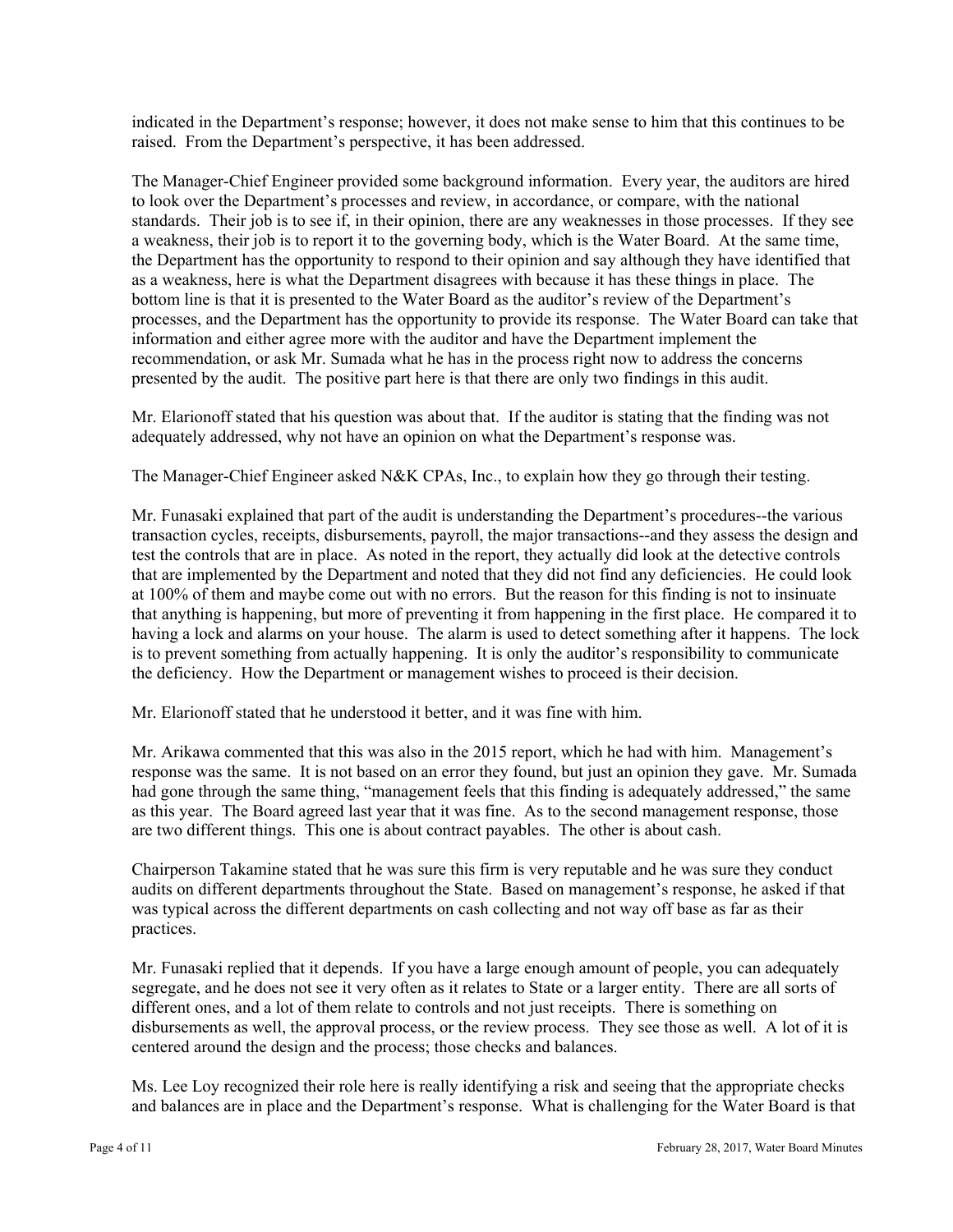indicated in the Department's response; however, it does not make sense to him that this continues to be raised. From the Department's perspective, it has been addressed.

The Manager-Chief Engineer provided some background information. Every year, the auditors are hired to look over the Department's processes and review, in accordance, or compare, with the national standards. Their job is to see if, in their opinion, there are any weaknesses in those processes. If they see a weakness, their job is to report it to the governing body, which is the Water Board. At the same time, the Department has the opportunity to respond to their opinion and say although they have identified that as a weakness, here is what the Department disagrees with because it has these things in place. The bottom line is that it is presented to the Water Board as the auditor's review of the Department's processes, and the Department has the opportunity to provide its response. The Water Board can take that information and either agree more with the auditor and have the Department implement the recommendation, or ask Mr. Sumada what he has in the process right now to address the concerns presented by the audit. The positive part here is that there are only two findings in this audit.

Mr. Elarionoff stated that his question was about that. If the auditor is stating that the finding was not adequately addressed, why not have an opinion on what the Department's response was.

The Manager-Chief Engineer asked N&K CPAs, Inc., to explain how they go through their testing.

Mr. Funasaki explained that part of the audit is understanding the Department's procedures--the various transaction cycles, receipts, disbursements, payroll, the major transactions--and they assess the design and test the controls that are in place. As noted in the report, they actually did look at the detective controls that are implemented by the Department and noted that they did not find any deficiencies. He could look at 100% of them and maybe come out with no errors. But the reason for this finding is not to insinuate that anything is happening, but more of preventing it from happening in the first place. He compared it to having a lock and alarms on your house. The alarm is used to detect something after it happens. The lock is to prevent something from actually happening. It is only the auditor's responsibility to communicate the deficiency. How the Department or management wishes to proceed is their decision.

Mr. Elarionoff stated that he understood it better, and it was fine with him.

Mr. Arikawa commented that this was also in the 2015 report, which he had with him. Management's response was the same. It is not based on an error they found, but just an opinion they gave. Mr. Sumada had gone through the same thing, "management feels that this finding is adequately addressed," the same as this year. The Board agreed last year that it was fine. As to the second management response, those are two different things. This one is about contract payables. The other is about cash.

Chairperson Takamine stated that he was sure this firm is very reputable and he was sure they conduct audits on different departments throughout the State. Based on management's response, he asked if that was typical across the different departments on cash collecting and not way off base as far as their practices.

Mr. Funasaki replied that it depends. If you have a large enough amount of people, you can adequately segregate, and he does not see it very often as it relates to State or a larger entity. There are all sorts of different ones, and a lot of them relate to controls and not just receipts. There is something on disbursements as well, the approval process, or the review process. They see those as well. A lot of it is centered around the design and the process; those checks and balances.

Ms. Lee Loy recognized their role here is really identifying a risk and seeing that the appropriate checks and balances are in place and the Department's response. What is challenging for the Water Board is that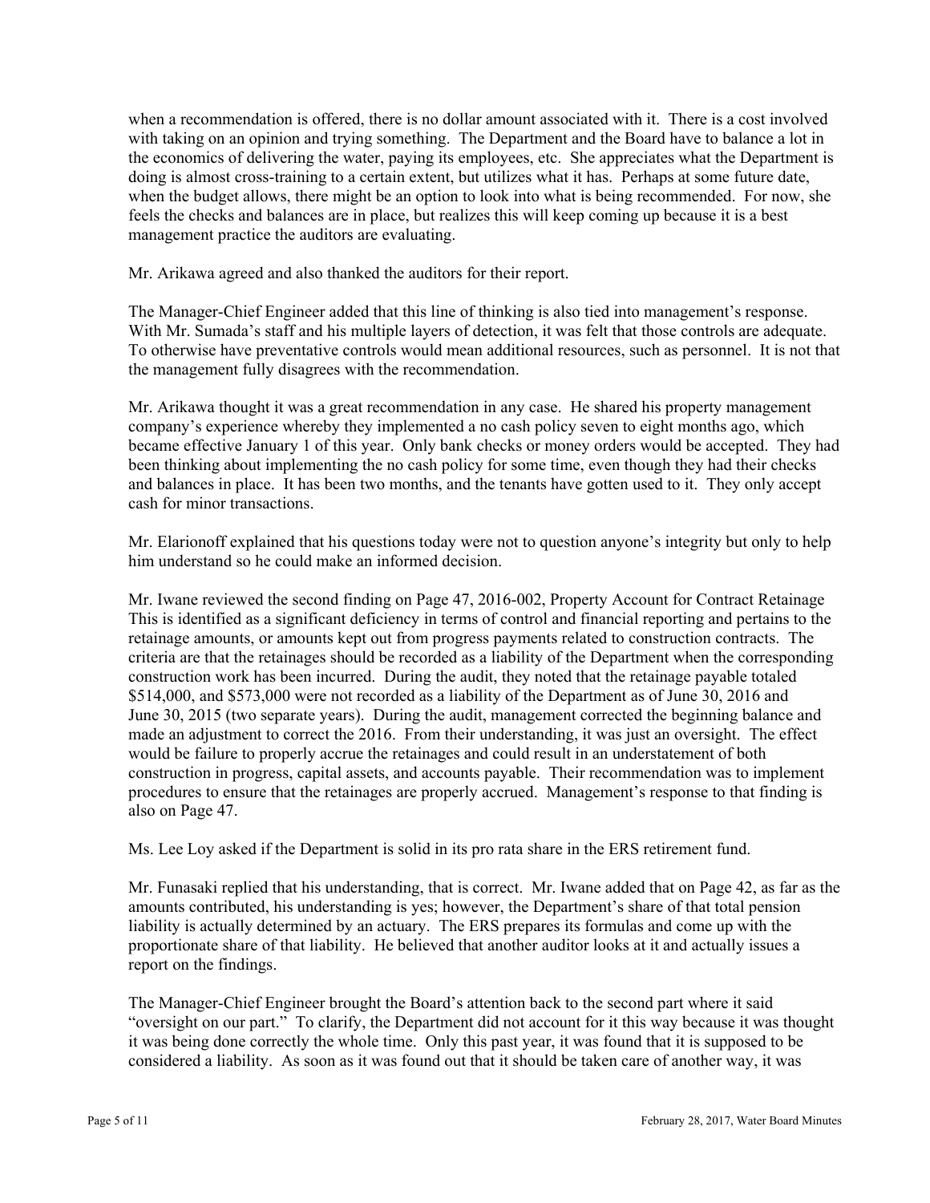when a recommendation is offered, there is no dollar amount associated with it. There is a cost involved with taking on an opinion and trying something. The Department and the Board have to balance a lot in the economics of delivering the water, paying its employees, etc. She appreciates what the Department is doing is almost cross-training to a certain extent, but utilizes what it has. Perhaps at some future date, when the budget allows, there might be an option to look into what is being recommended. For now, she feels the checks and balances are in place, but realizes this will keep coming up because it is a best management practice the auditors are evaluating.

Mr. Arikawa agreed and also thanked the auditors for their report.

The Manager-Chief Engineer added that this line of thinking is also tied into management's response. With Mr. Sumada's staff and his multiple layers of detection, it was felt that those controls are adequate. To otherwise have preventative controls would mean additional resources, such as personnel. It is not that the management fully disagrees with the recommendation.

Mr. Arikawa thought it was a great recommendation in any case. He shared his property management company's experience whereby they implemented a no cash policy seven to eight months ago, which became effective January 1 of this year. Only bank checks or money orders would be accepted. They had been thinking about implementing the no cash policy for some time, even though they had their checks and balances in place. It has been two months, and the tenants have gotten used to it. They only accept cash for minor transactions.

Mr. Elarionoff explained that his questions today were not to question anyone's integrity but only to help him understand so he could make an informed decision.

Mr. Iwane reviewed the second finding on Page 47, 2016-002, Property Account for Contract Retainage This is identified as a significant deficiency in terms of control and financial reporting and pertains to the retainage amounts, or amounts kept out from progress payments related to construction contracts. The criteria are that the retainages should be recorded as a liability of the Department when the corresponding construction work has been incurred. During the audit, they noted that the retainage payable totaled $514,000, and $573,000 were not recorded as a liability of the Department as of June 30, 2016 and June 30, 2015 (two separate years). During the audit, management corrected the beginning balance and made an adjustment to correct the 2016. From their understanding, it was just an oversight. The effect would be failure to properly accrue the retainages and could result in an understatement of both construction in progress, capital assets, and accounts payable. Their recommendation was to implement procedures to ensure that the retainages are properly accrued. Management's response to that finding is also on Page 47.

Ms. Lee Loy asked if the Department is solid in its pro rata share in the ERS retirement fund.

Mr. Funasaki replied that his understanding, that is correct. Mr. Iwane added that on Page 42, as far as the amounts contributed, his understanding is yes; however, the Department's share of that total pension liability is actually determined by an actuary. The ERS prepares its formulas and come up with the proportionate share of that liability. He believed that another auditor looks at it and actually issues a report on the findings.

The Manager-Chief Engineer brought the Board's attention back to the second part where it said "oversight on our part." To clarify, the Department did not account for it this way because it was thought it was being done correctly the whole time. Only this past year, it was found that it is supposed to be considered a liability. As soon as it was found out that it should be taken care of another way, it was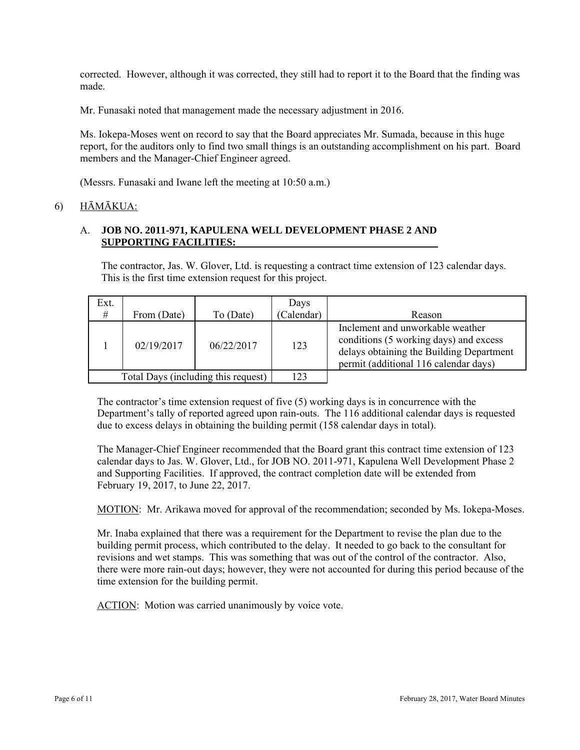corrected. However, although it was corrected, they still had to report it to the Board that the finding was made.

Mr. Funasaki noted that management made the necessary adjustment in 2016.

Ms. Iokepa-Moses went on record to say that the Board appreciates Mr. Sumada, because in this huge report, for the auditors only to find two small things is an outstanding accomplishment on his part. Board members and the Manager-Chief Engineer agreed.

(Messrs. Funasaki and Iwane left the meeting at 10:50 a.m.)

6) HĀMĀKUA:

A. **JOB NO. 2011-971, KAPULENA WELL DEVELOPMENT PHASE 2 AND SUPPORTING FACILITIES:**

The contractor, Jas. W. Glover, Ltd. is requesting a contract time extension of 123 calendar days. This is the first time extension request for this project.

| Ext. # | From (Date) | To (Date) | Days (Calendar) | Reason |
|---|---|---|---|---|
| 1 | 02/19/2017 | 06/22/2017 | 123 | Inclement and unworkable weather conditions (5 working days) and excess delays obtaining the Building Department permit (additional 116 calendar days) |
| Total Days (including this request) | | | 123 | |

The contractor's time extension request of five (5) working days is in concurrence with the Department's tally of reported agreed upon rain-outs. The 116 additional calendar days is requested due to excess delays in obtaining the building permit (158 calendar days in total).

The Manager-Chief Engineer recommended that the Board grant this contract time extension of 123 calendar days to Jas. W. Glover, Ltd., for JOB NO. 2011-971, Kapulena Well Development Phase 2 and Supporting Facilities. If approved, the contract completion date will be extended from February 19, 2017, to June 22, 2017.

MOTION: Mr. Arikawa moved for approval of the recommendation; seconded by Ms. Iokepa-Moses.

Mr. Inaba explained that there was a requirement for the Department to revise the plan due to the building permit process, which contributed to the delay. It needed to go back to the consultant for revisions and wet stamps. This was something that was out of the control of the contractor. Also, there were more rain-out days; however, they were not accounted for during this period because of the time extension for the building permit.

ACTION: Motion was carried unanimously by voice vote.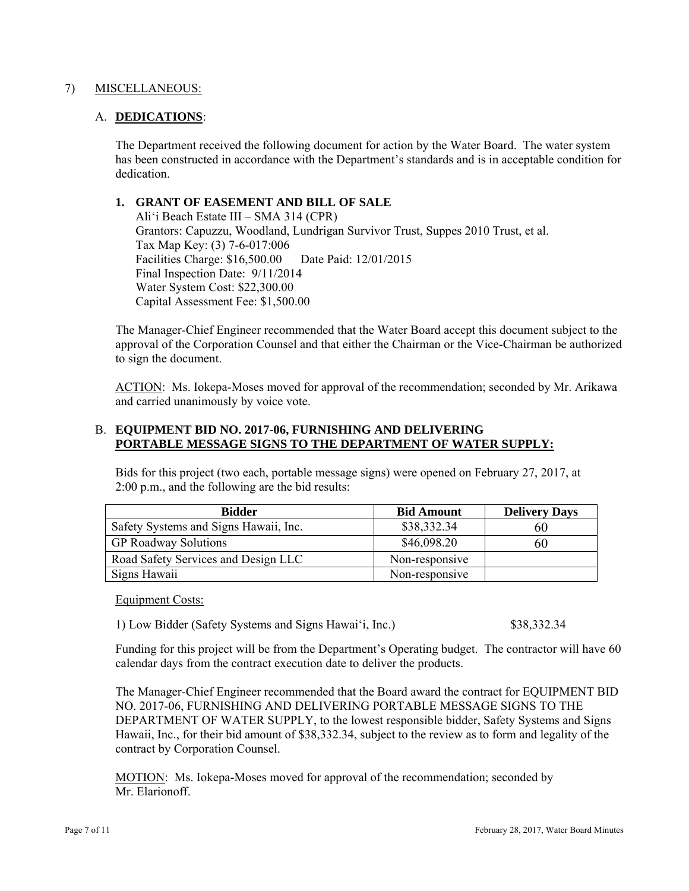7) MISCELLANEOUS:

A. **DEDICATIONS**:

The Department received the following document for action by the Water Board. The water system has been constructed in accordance with the Department's standards and is in acceptable condition for dedication.

**1. GRANT OF EASEMENT AND BILL OF SALE**
Ali'i Beach Estate III – SMA 314 (CPR)
Grantors: Capuzzu, Woodland, Lundrigan Survivor Trust, Suppes 2010 Trust, et al.
Tax Map Key: (3) 7-6-017:006
Facilities Charge: $16,500.00 Date Paid: 12/01/2015
Final Inspection Date: 9/11/2014
Water System Cost: $22,300.00
Capital Assessment Fee: $1,500.00

The Manager-Chief Engineer recommended that the Water Board accept this document subject to the approval of the Corporation Counsel and that either the Chairman or the Vice-Chairman be authorized to sign the document.

ACTION: Ms. Iokepa-Moses moved for approval of the recommendation; seconded by Mr. Arikawa and carried unanimously by voice vote.

B. **EQUIPMENT BID NO. 2017-06, FURNISHING AND DELIVERING PORTABLE MESSAGE SIGNS TO THE DEPARTMENT OF WATER SUPPLY:**

Bids for this project (two each, portable message signs) were opened on February 27, 2017, at 2:00 p.m., and the following are the bid results:

| Bidder | Bid Amount | Delivery Days |
|---|---|---|
| Safety Systems and Signs Hawaii, Inc. | $38,332.34 | 60 |
| GP Roadway Solutions | $46,098.20 | 60 |
| Road Safety Services and Design LLC | Non-responsive | |
| Signs Hawaii | Non-responsive | |

Equipment Costs:

1) Low Bidder (Safety Systems and Signs Hawai'i, Inc.) $38,332.34

Funding for this project will be from the Department's Operating budget. The contractor will have 60 calendar days from the contract execution date to deliver the products.

The Manager-Chief Engineer recommended that the Board award the contract for EQUIPMENT BID NO. 2017-06, FURNISHING AND DELIVERING PORTABLE MESSAGE SIGNS TO THE DEPARTMENT OF WATER SUPPLY, to the lowest responsible bidder, Safety Systems and Signs Hawaii, Inc., for their bid amount of $38,332.34, subject to the review as to form and legality of the contract by Corporation Counsel.

MOTION: Ms. Iokepa-Moses moved for approval of the recommendation; seconded by Mr. Elarionoff.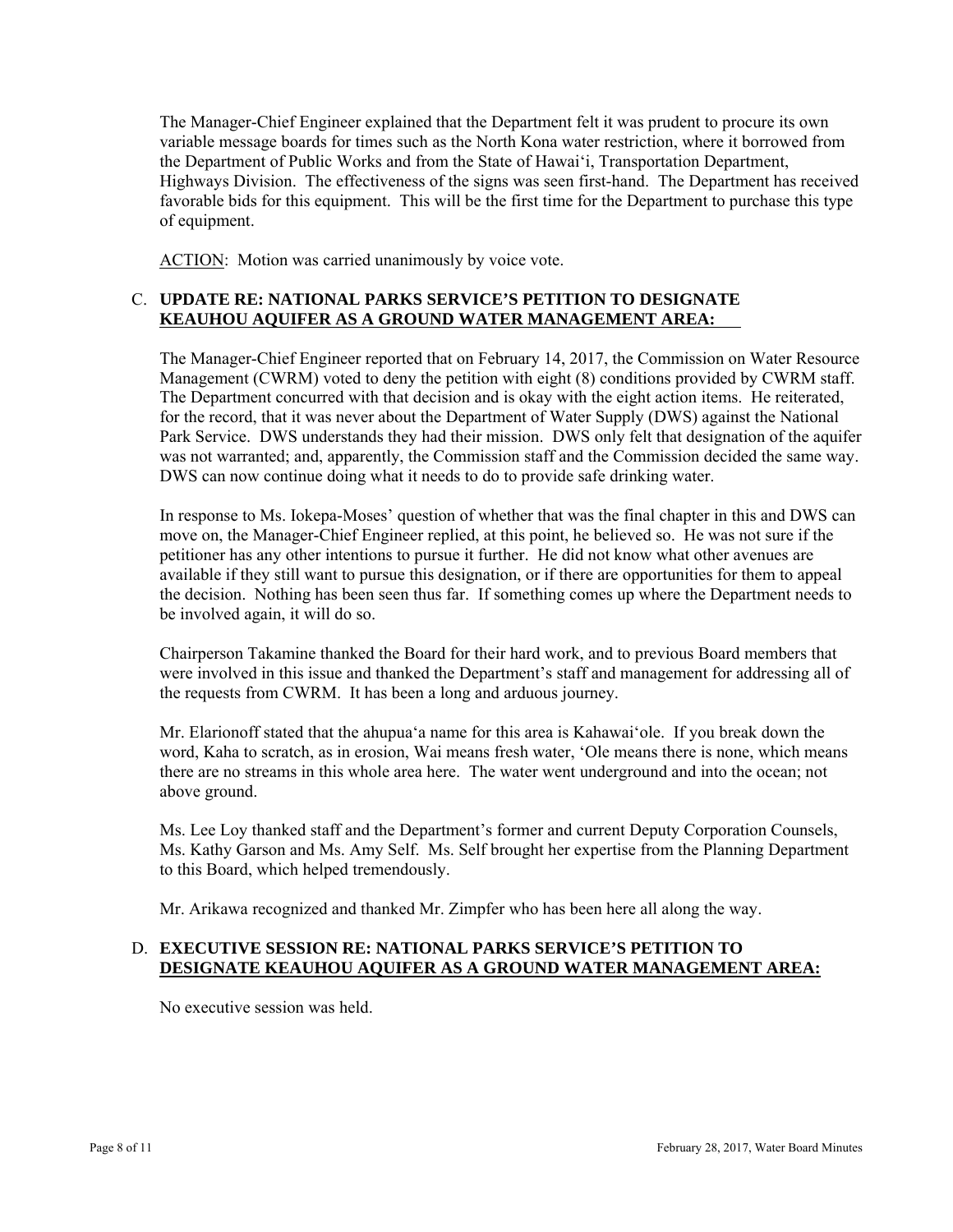The Manager-Chief Engineer explained that the Department felt it was prudent to procure its own variable message boards for times such as the North Kona water restriction, where it borrowed from the Department of Public Works and from the State of Hawaiʻi, Transportation Department, Highways Division. The effectiveness of the signs was seen first-hand. The Department has received favorable bids for this equipment. This will be the first time for the Department to purchase this type of equipment.

ACTION: Motion was carried unanimously by voice vote.

C. **UPDATE RE: NATIONAL PARKS SERVICE'S PETITION TO DESIGNATE KEAUHOU AQUIFER AS A GROUND WATER MANAGEMENT AREA:**

The Manager-Chief Engineer reported that on February 14, 2017, the Commission on Water Resource Management (CWRM) voted to deny the petition with eight (8) conditions provided by CWRM staff. The Department concurred with that decision and is okay with the eight action items. He reiterated, for the record, that it was never about the Department of Water Supply (DWS) against the National Park Service. DWS understands they had their mission. DWS only felt that designation of the aquifer was not warranted; and, apparently, the Commission staff and the Commission decided the same way. DWS can now continue doing what it needs to do to provide safe drinking water.

In response to Ms. Iokepa-Moses' question of whether that was the final chapter in this and DWS can move on, the Manager-Chief Engineer replied, at this point, he believed so. He was not sure if the petitioner has any other intentions to pursue it further. He did not know what other avenues are available if they still want to pursue this designation, or if there are opportunities for them to appeal the decision. Nothing has been seen thus far. If something comes up where the Department needs to be involved again, it will do so.

Chairperson Takamine thanked the Board for their hard work, and to previous Board members that were involved in this issue and thanked the Department's staff and management for addressing all of the requests from CWRM. It has been a long and arduous journey.

Mr. Elarionoff stated that the ahupuaʻa name for this area is Kahawaiʻole. If you break down the word, Kaha to scratch, as in erosion, Wai means fresh water, ʻOle means there is none, which means there are no streams in this whole area here. The water went underground and into the ocean; not above ground.

Ms. Lee Loy thanked staff and the Department's former and current Deputy Corporation Counsels, Ms. Kathy Garson and Ms. Amy Self. Ms. Self brought her expertise from the Planning Department to this Board, which helped tremendously.

Mr. Arikawa recognized and thanked Mr. Zimpfer who has been here all along the way.

D. **EXECUTIVE SESSION RE: NATIONAL PARKS SERVICE'S PETITION TO DESIGNATE KEAUHOU AQUIFER AS A GROUND WATER MANAGEMENT AREA:**

No executive session was held.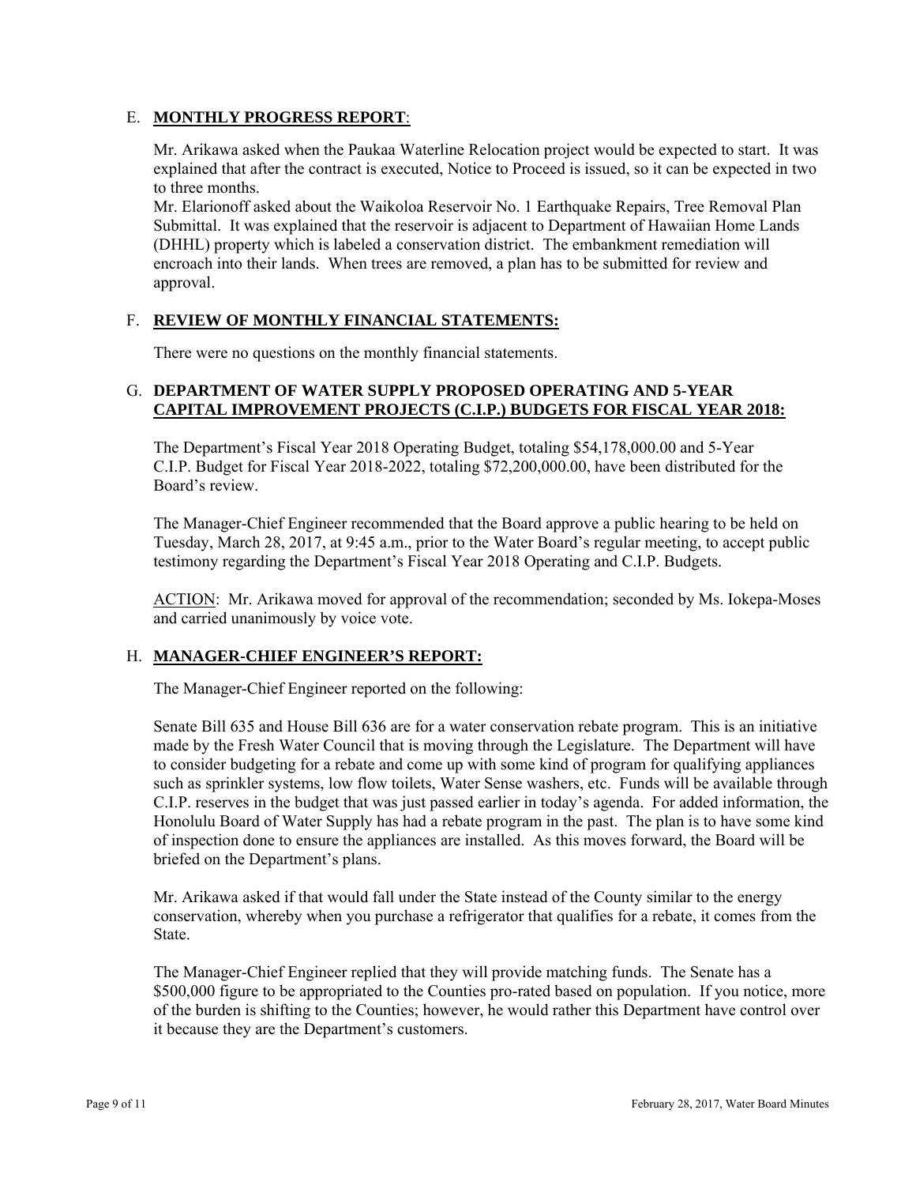## E. **MONTHLY PROGRESS REPORT**:

Mr. Arikawa asked when the Paukaa Waterline Relocation project would be expected to start. It was explained that after the contract is executed, Notice to Proceed is issued, so it can be expected in two to three months.

Mr. Elarionoff asked about the Waikoloa Reservoir No. 1 Earthquake Repairs, Tree Removal Plan Submittal. It was explained that the reservoir is adjacent to Department of Hawaiian Home Lands (DHHL) property which is labeled a conservation district. The embankment remediation will encroach into their lands. When trees are removed, a plan has to be submitted for review and approval.

## F. **REVIEW OF MONTHLY FINANCIAL STATEMENTS:**

There were no questions on the monthly financial statements.

## G. **DEPARTMENT OF WATER SUPPLY PROPOSED OPERATING AND 5-YEAR CAPITAL IMPROVEMENT PROJECTS (C.I.P.) BUDGETS FOR FISCAL YEAR 2018:**

The Department's Fiscal Year 2018 Operating Budget, totaling $54,178,000.00 and 5-Year C.I.P. Budget for Fiscal Year 2018-2022, totaling $72,200,000.00, have been distributed for the Board's review.

The Manager-Chief Engineer recommended that the Board approve a public hearing to be held on Tuesday, March 28, 2017, at 9:45 a.m., prior to the Water Board's regular meeting, to accept public testimony regarding the Department's Fiscal Year 2018 Operating and C.I.P. Budgets.

ACTION: Mr. Arikawa moved for approval of the recommendation; seconded by Ms. Iokepa-Moses and carried unanimously by voice vote.

## H. **MANAGER-CHIEF ENGINEER'S REPORT:**

The Manager-Chief Engineer reported on the following:

Senate Bill 635 and House Bill 636 are for a water conservation rebate program. This is an initiative made by the Fresh Water Council that is moving through the Legislature. The Department will have to consider budgeting for a rebate and come up with some kind of program for qualifying appliances such as sprinkler systems, low flow toilets, Water Sense washers, etc. Funds will be available through C.I.P. reserves in the budget that was just passed earlier in today's agenda. For added information, the Honolulu Board of Water Supply has had a rebate program in the past. The plan is to have some kind of inspection done to ensure the appliances are installed. As this moves forward, the Board will be briefed on the Department's plans.

Mr. Arikawa asked if that would fall under the State instead of the County similar to the energy conservation, whereby when you purchase a refrigerator that qualifies for a rebate, it comes from the State.

The Manager-Chief Engineer replied that they will provide matching funds. The Senate has a $500,000 figure to be appropriated to the Counties pro-rated based on population. If you notice, more of the burden is shifting to the Counties; however, he would rather this Department have control over it because they are the Department's customers.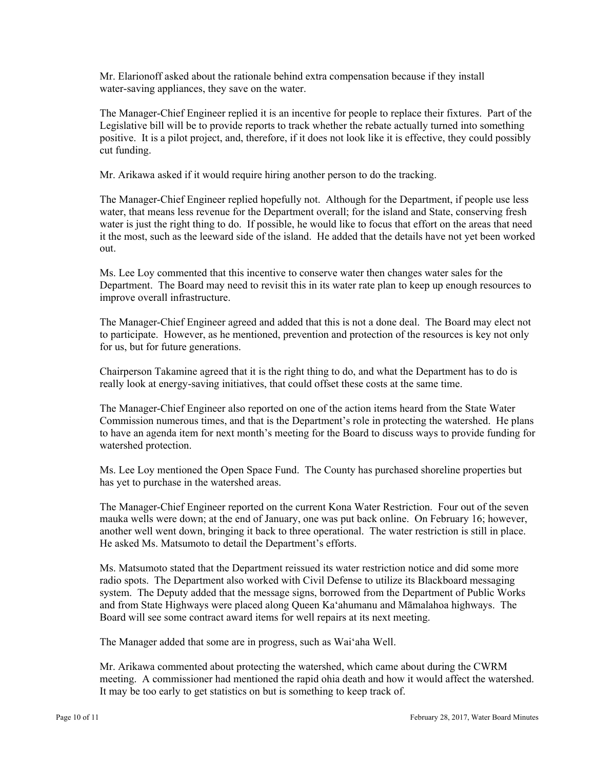Mr. Elarionoff asked about the rationale behind extra compensation because if they install water-saving appliances, they save on the water.

The Manager-Chief Engineer replied it is an incentive for people to replace their fixtures. Part of the Legislative bill will be to provide reports to track whether the rebate actually turned into something positive. It is a pilot project, and, therefore, if it does not look like it is effective, they could possibly cut funding.

Mr. Arikawa asked if it would require hiring another person to do the tracking.

The Manager-Chief Engineer replied hopefully not. Although for the Department, if people use less water, that means less revenue for the Department overall; for the island and State, conserving fresh water is just the right thing to do. If possible, he would like to focus that effort on the areas that need it the most, such as the leeward side of the island. He added that the details have not yet been worked out.

Ms. Lee Loy commented that this incentive to conserve water then changes water sales for the Department. The Board may need to revisit this in its water rate plan to keep up enough resources to improve overall infrastructure.

The Manager-Chief Engineer agreed and added that this is not a done deal. The Board may elect not to participate. However, as he mentioned, prevention and protection of the resources is key not only for us, but for future generations.

Chairperson Takamine agreed that it is the right thing to do, and what the Department has to do is really look at energy-saving initiatives, that could offset these costs at the same time.

The Manager-Chief Engineer also reported on one of the action items heard from the State Water Commission numerous times, and that is the Department's role in protecting the watershed. He plans to have an agenda item for next month's meeting for the Board to discuss ways to provide funding for watershed protection.

Ms. Lee Loy mentioned the Open Space Fund. The County has purchased shoreline properties but has yet to purchase in the watershed areas.

The Manager-Chief Engineer reported on the current Kona Water Restriction. Four out of the seven mauka wells were down; at the end of January, one was put back online. On February 16; however, another well went down, bringing it back to three operational. The water restriction is still in place. He asked Ms. Matsumoto to detail the Department's efforts.

Ms. Matsumoto stated that the Department reissued its water restriction notice and did some more radio spots. The Department also worked with Civil Defense to utilize its Blackboard messaging system. The Deputy added that the message signs, borrowed from the Department of Public Works and from State Highways were placed along Queen Ka'ahumanu and Māmalahoa highways. The Board will see some contract award items for well repairs at its next meeting.

The Manager added that some are in progress, such as Wai'aha Well.

Mr. Arikawa commented about protecting the watershed, which came about during the CWRM meeting. A commissioner had mentioned the rapid ohia death and how it would affect the watershed. It may be too early to get statistics on but is something to keep track of.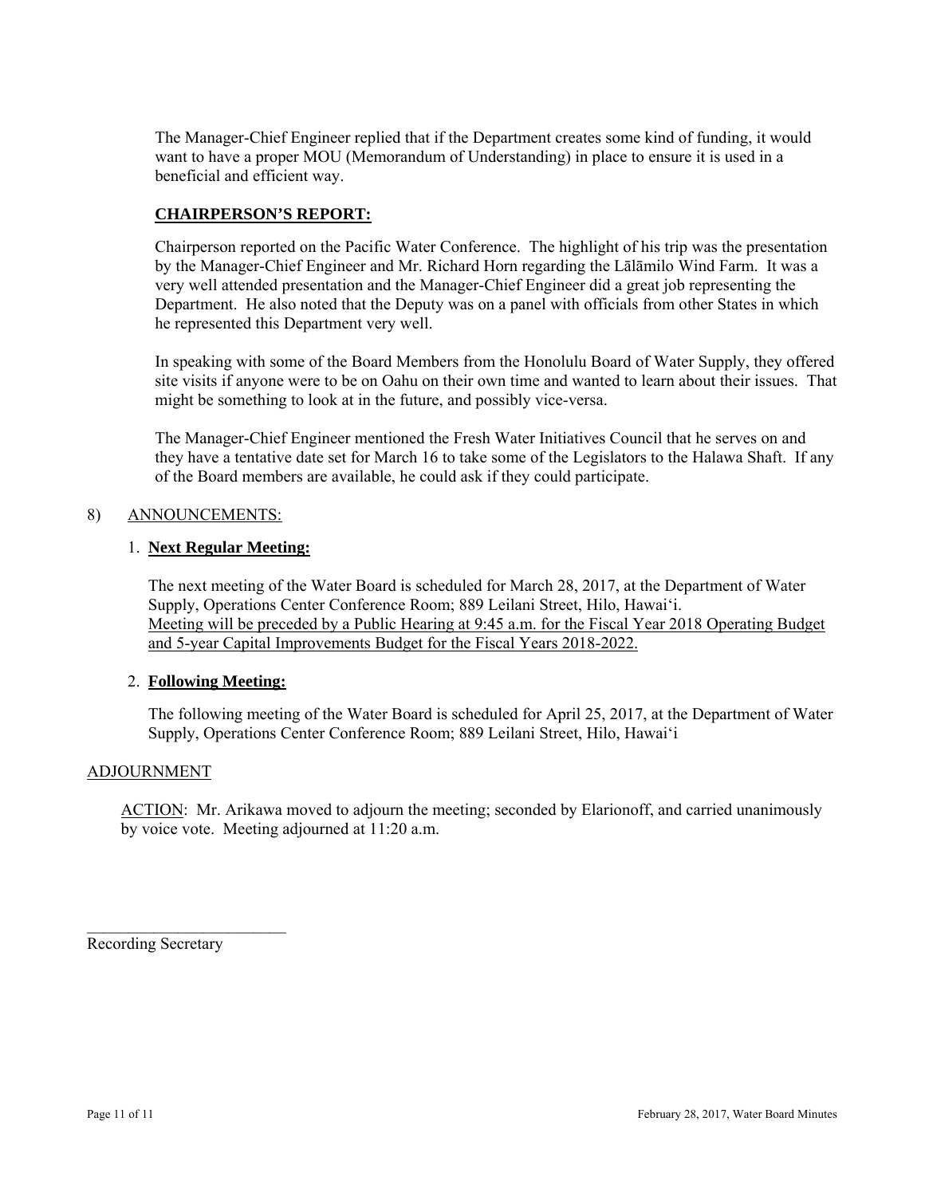The Manager-Chief Engineer replied that if the Department creates some kind of funding, it would want to have a proper MOU (Memorandum of Understanding) in place to ensure it is used in a beneficial and efficient way.

**CHAIRPERSON'S REPORT:**

Chairperson reported on the Pacific Water Conference. The highlight of his trip was the presentation by the Manager-Chief Engineer and Mr. Richard Horn regarding the Lālāmilo Wind Farm. It was a very well attended presentation and the Manager-Chief Engineer did a great job representing the Department. He also noted that the Deputy was on a panel with officials from other States in which he represented this Department very well.

In speaking with some of the Board Members from the Honolulu Board of Water Supply, they offered site visits if anyone were to be on Oahu on their own time and wanted to learn about their issues. That might be something to look at in the future, and possibly vice-versa.

The Manager-Chief Engineer mentioned the Fresh Water Initiatives Council that he serves on and they have a tentative date set for March 16 to take some of the Legislators to the Halawa Shaft. If any of the Board members are available, he could ask if they could participate.

8) ANNOUNCEMENTS:

1. **Next Regular Meeting:**

The next meeting of the Water Board is scheduled for March 28, 2017, at the Department of Water Supply, Operations Center Conference Room; 889 Leilani Street, Hilo, Hawai'i.
Meeting will be preceded by a Public Hearing at 9:45 a.m. for the Fiscal Year 2018 Operating Budget and 5-year Capital Improvements Budget for the Fiscal Years 2018-2022.

2. **Following Meeting:**

The following meeting of the Water Board is scheduled for April 25, 2017, at the Department of Water Supply, Operations Center Conference Room; 889 Leilani Street, Hilo, Hawai'i

ADJOURNMENT

ACTION: Mr. Arikawa moved to adjourn the meeting; seconded by Elarionoff, and carried unanimously by voice vote. Meeting adjourned at 11:20 a.m.

\_\_\_\_\_\_\_\_\_\_\_\_\_\_\_\_\_\_\_\_\_\_\_\_\_
Recording Secretary